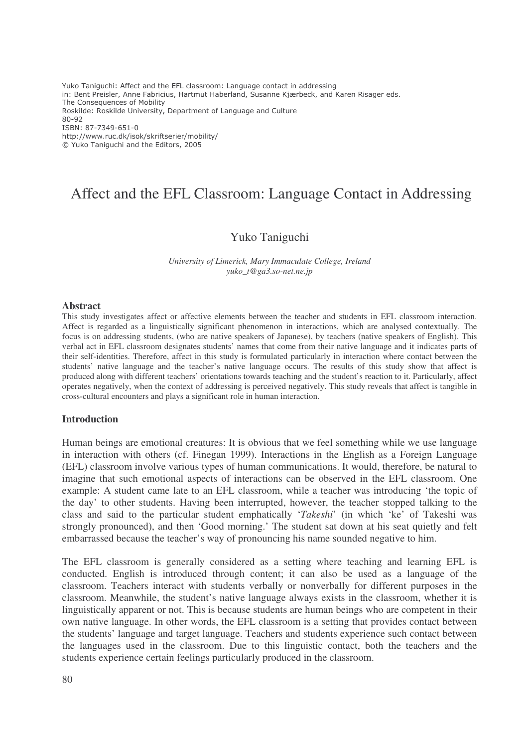Yuko Taniguchi: Affect and the EFL classroom: Language contact in addressing
in: Bent Preisler, Anne Fabricius, Hartmut Haberland, Susanne Kjærbeck, and Karen Risager eds.
The Consequences of Mobility
Roskilde: Roskilde University, Department of Language and Culture
80-92
ISBN: 87-7349-651-0
http://www.ruc.dk/isok/skriftserier/mobility/
© Yuko Taniguchi and the Editors, 2005

# Affect and the EFL Classroom: Language Contact in Addressing

Yuko Taniguchi

*University of Limerick, Mary Immaculate College, Ireland*
*yuko_t@ga3.so-net.ne.jp*

## Abstract

This study investigates affect or affective elements between the teacher and students in EFL classroom interaction. Affect is regarded as a linguistically significant phenomenon in interactions, which are analysed contextually. The focus is on addressing students, (who are native speakers of Japanese), by teachers (native speakers of English). This verbal act in EFL classroom designates students' names that come from their native language and it indicates parts of their self-identities. Therefore, affect in this study is formulated particularly in interaction where contact between the students' native language and the teacher's native language occurs. The results of this study show that affect is produced along with different teachers' orientations towards teaching and the student's reaction to it. Particularly, affect operates negatively, when the context of addressing is perceived negatively. This study reveals that affect is tangible in cross-cultural encounters and plays a significant role in human interaction.

## Introduction

Human beings are emotional creatures: It is obvious that we feel something while we use language in interaction with others (cf. Finegan 1999). Interactions in the English as a Foreign Language (EFL) classroom involve various types of human communications. It would, therefore, be natural to imagine that such emotional aspects of interactions can be observed in the EFL classroom. One example: A student came late to an EFL classroom, while a teacher was introducing 'the topic of the day' to other students. Having been interrupted, however, the teacher stopped talking to the class and said to the particular student emphatically '*Takeshi*' (in which 'ke' of Takeshi was strongly pronounced), and then 'Good morning.' The student sat down at his seat quietly and felt embarrassed because the teacher's way of pronouncing his name sounded negative to him.

The EFL classroom is generally considered as a setting where teaching and learning EFL is conducted. English is introduced through content; it can also be used as a language of the classroom. Teachers interact with students verbally or nonverbally for different purposes in the classroom. Meanwhile, the student's native language always exists in the classroom, whether it is linguistically apparent or not. This is because students are human beings who are competent in their own native language. In other words, the EFL classroom is a setting that provides contact between the students' language and target language. Teachers and students experience such contact between the languages used in the classroom. Due to this linguistic contact, both the teachers and the students experience certain feelings particularly produced in the classroom.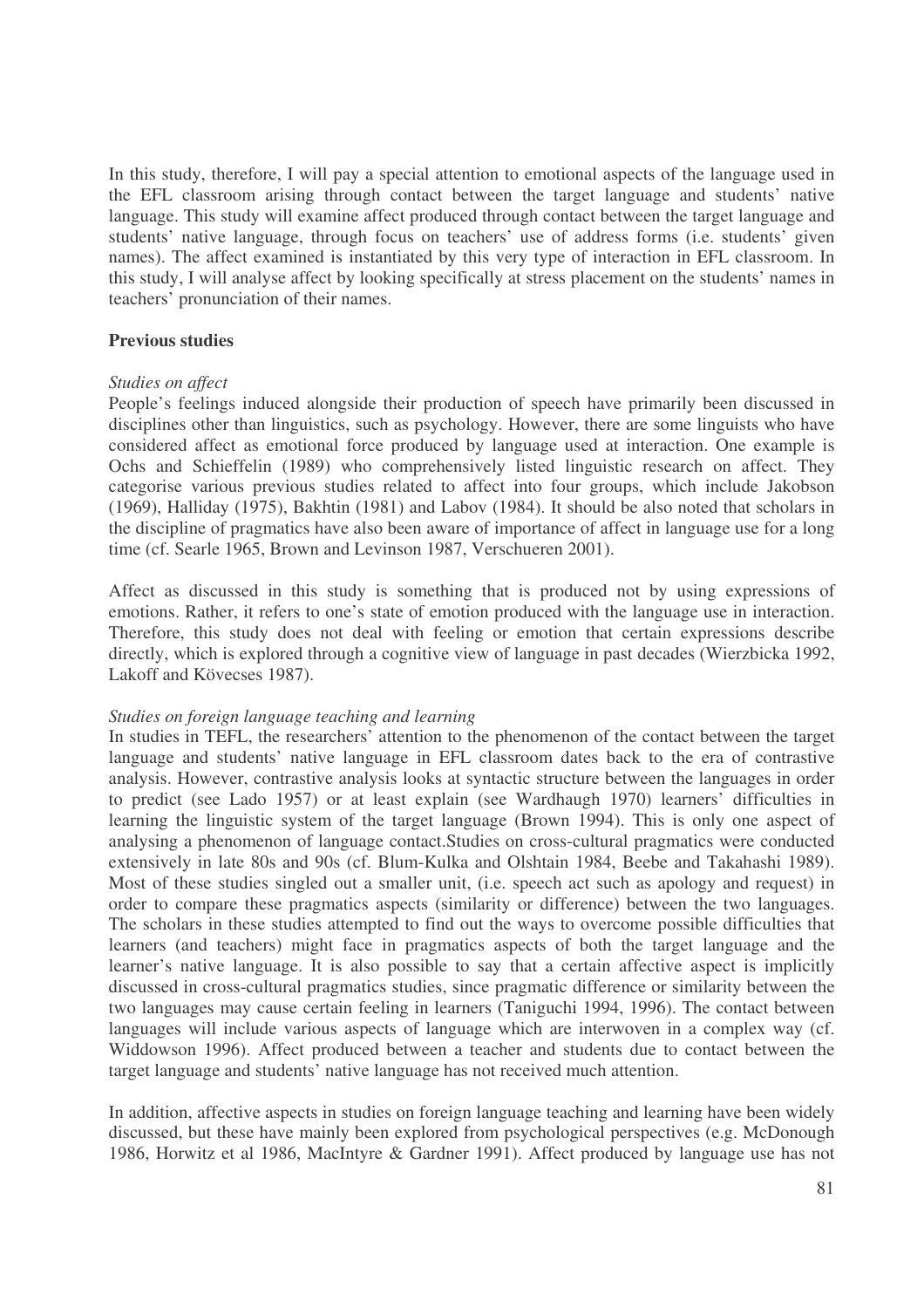In this study, therefore, I will pay a special attention to emotional aspects of the language used in the EFL classroom arising through contact between the target language and students' native language. This study will examine affect produced through contact between the target language and students' native language, through focus on teachers' use of address forms (i.e. students' given names). The affect examined is instantiated by this very type of interaction in EFL classroom. In this study, I will analyse affect by looking specifically at stress placement on the students' names in teachers' pronunciation of their names.

## Previous studies

### *Studies on affect*

People's feelings induced alongside their production of speech have primarily been discussed in disciplines other than linguistics, such as psychology. However, there are some linguists who have considered affect as emotional force produced by language used at interaction. One example is Ochs and Schieffelin (1989) who comprehensively listed linguistic research on affect. They categorise various previous studies related to affect into four groups, which include Jakobson (1969), Halliday (1975), Bakhtin (1981) and Labov (1984). It should be also noted that scholars in the discipline of pragmatics have also been aware of importance of affect in language use for a long time (cf. Searle 1965, Brown and Levinson 1987, Verschueren 2001).

Affect as discussed in this study is something that is produced not by using expressions of emotions. Rather, it refers to one's state of emotion produced with the language use in interaction. Therefore, this study does not deal with feeling or emotion that certain expressions describe directly, which is explored through a cognitive view of language in past decades (Wierzbicka 1992, Lakoff and Kövecses 1987).

### *Studies on foreign language teaching and learning*

In studies in TEFL, the researchers' attention to the phenomenon of the contact between the target language and students' native language in EFL classroom dates back to the era of contrastive analysis. However, contrastive analysis looks at syntactic structure between the languages in order to predict (see Lado 1957) or at least explain (see Wardhaugh 1970) learners' difficulties in learning the linguistic system of the target language (Brown 1994). This is only one aspect of analysing a phenomenon of language contact.Studies on cross-cultural pragmatics were conducted extensively in late 80s and 90s (cf. Blum-Kulka and Olshtain 1984, Beebe and Takahashi 1989). Most of these studies singled out a smaller unit, (i.e. speech act such as apology and request) in order to compare these pragmatics aspects (similarity or difference) between the two languages. The scholars in these studies attempted to find out the ways to overcome possible difficulties that learners (and teachers) might face in pragmatics aspects of both the target language and the learner's native language. It is also possible to say that a certain affective aspect is implicitly discussed in cross-cultural pragmatics studies, since pragmatic difference or similarity between the two languages may cause certain feeling in learners (Taniguchi 1994, 1996). The contact between languages will include various aspects of language which are interwoven in a complex way (cf. Widdowson 1996). Affect produced between a teacher and students due to contact between the target language and students' native language has not received much attention.

In addition, affective aspects in studies on foreign language teaching and learning have been widely discussed, but these have mainly been explored from psychological perspectives (e.g. McDonough 1986, Horwitz et al 1986, MacIntyre & Gardner 1991). Affect produced by language use has not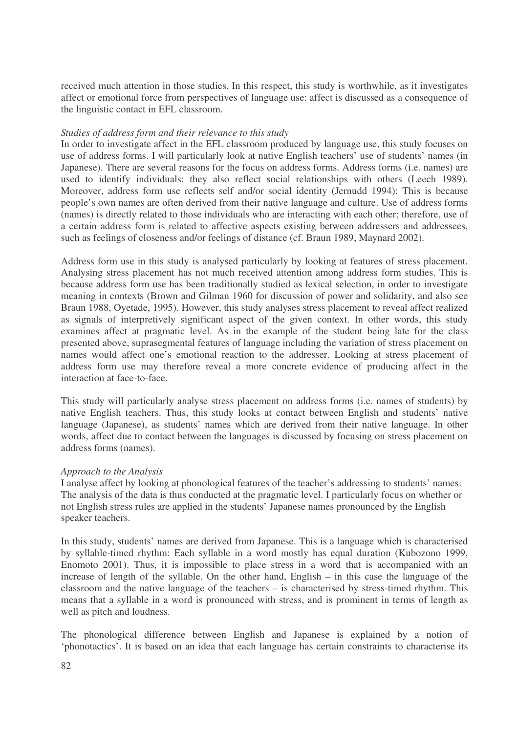received much attention in those studies. In this respect, this study is worthwhile, as it investigates affect or emotional force from perspectives of language use: affect is discussed as a consequence of the linguistic contact in EFL classroom.

*Studies of address form and their relevance to this study*

In order to investigate affect in the EFL classroom produced by language use, this study focuses on use of address forms. I will particularly look at native English teachers' use of students' names (in Japanese). There are several reasons for the focus on address forms. Address forms (i.e. names) are used to identify individuals: they also reflect social relationships with others (Leech 1989). Moreover, address form use reflects self and/or social identity (Jernudd 1994): This is because people's own names are often derived from their native language and culture. Use of address forms (names) is directly related to those individuals who are interacting with each other; therefore, use of a certain address form is related to affective aspects existing between addressers and addressees, such as feelings of closeness and/or feelings of distance (cf. Braun 1989, Maynard 2002).

Address form use in this study is analysed particularly by looking at features of stress placement. Analysing stress placement has not much received attention among address form studies. This is because address form use has been traditionally studied as lexical selection, in order to investigate meaning in contexts (Brown and Gilman 1960 for discussion of power and solidarity, and also see Braun 1988, Oyetade, 1995). However, this study analyses stress placement to reveal affect realized as signals of interpretively significant aspect of the given context. In other words, this study examines affect at pragmatic level. As in the example of the student being late for the class presented above, suprasegmental features of language including the variation of stress placement on names would affect one's emotional reaction to the addresser. Looking at stress placement of address form use may therefore reveal a more concrete evidence of producing affect in the interaction at face-to-face.

This study will particularly analyse stress placement on address forms (i.e. names of students) by native English teachers. Thus, this study looks at contact between English and students' native language (Japanese), as students' names which are derived from their native language. In other words, affect due to contact between the languages is discussed by focusing on stress placement on address forms (names).

*Approach to the Analysis*

I analyse affect by looking at phonological features of the teacher's addressing to students' names: The analysis of the data is thus conducted at the pragmatic level. I particularly focus on whether or not English stress rules are applied in the students' Japanese names pronounced by the English speaker teachers.

In this study, students' names are derived from Japanese. This is a language which is characterised by syllable-timed rhythm: Each syllable in a word mostly has equal duration (Kubozono 1999, Enomoto 2001). Thus, it is impossible to place stress in a word that is accompanied with an increase of length of the syllable. On the other hand, English – in this case the language of the classroom and the native language of the teachers – is characterised by stress-timed rhythm. This means that a syllable in a word is pronounced with stress, and is prominent in terms of length as well as pitch and loudness.

The phonological difference between English and Japanese is explained by a notion of 'phonotactics'. It is based on an idea that each language has certain constraints to characterise its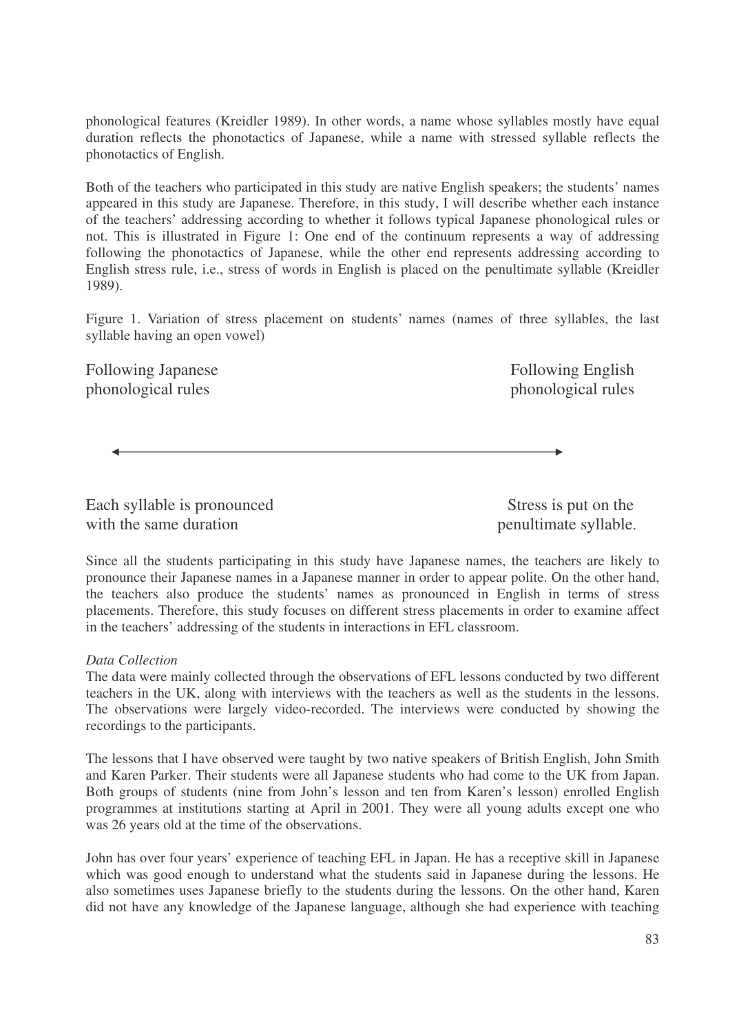phonological features (Kreidler 1989). In other words, a name whose syllables mostly have equal duration reflects the phonotactics of Japanese, while a name with stressed syllable reflects the phonotactics of English.

Both of the teachers who participated in this study are native English speakers; the students' names appeared in this study are Japanese. Therefore, in this study, I will describe whether each instance of the teachers' addressing according to whether it follows typical Japanese phonological rules or not. This is illustrated in Figure 1: One end of the continuum represents a way of addressing following the phonotactics of Japanese, while the other end represents addressing according to English stress rule, i.e., stress of words in English is placed on the penultimate syllable (Kreidler 1989).

Figure 1. Variation of stress placement on students' names (names of three syllables, the last syllable having an open vowel)

| Following Japanese phonological rules | ←——————————→ | Following English phonological rules |
|---|---|---|
| Each syllable is pronounced with the same duration | | Stress is put on the penultimate syllable. |

Since all the students participating in this study have Japanese names, the teachers are likely to pronounce their Japanese names in a Japanese manner in order to appear polite. On the other hand, the teachers also produce the students' names as pronounced in English in terms of stress placements. Therefore, this study focuses on different stress placements in order to examine affect in the teachers' addressing of the students in interactions in EFL classroom.

*Data Collection*

The data were mainly collected through the observations of EFL lessons conducted by two different teachers in the UK, along with interviews with the teachers as well as the students in the lessons. The observations were largely video-recorded. The interviews were conducted by showing the recordings to the participants.

The lessons that I have observed were taught by two native speakers of British English, John Smith and Karen Parker. Their students were all Japanese students who had come to the UK from Japan. Both groups of students (nine from John's lesson and ten from Karen's lesson) enrolled English programmes at institutions starting at April in 2001. They were all young adults except one who was 26 years old at the time of the observations.

John has over four years' experience of teaching EFL in Japan. He has a receptive skill in Japanese which was good enough to understand what the students said in Japanese during the lessons. He also sometimes uses Japanese briefly to the students during the lessons. On the other hand, Karen did not have any knowledge of the Japanese language, although she had experience with teaching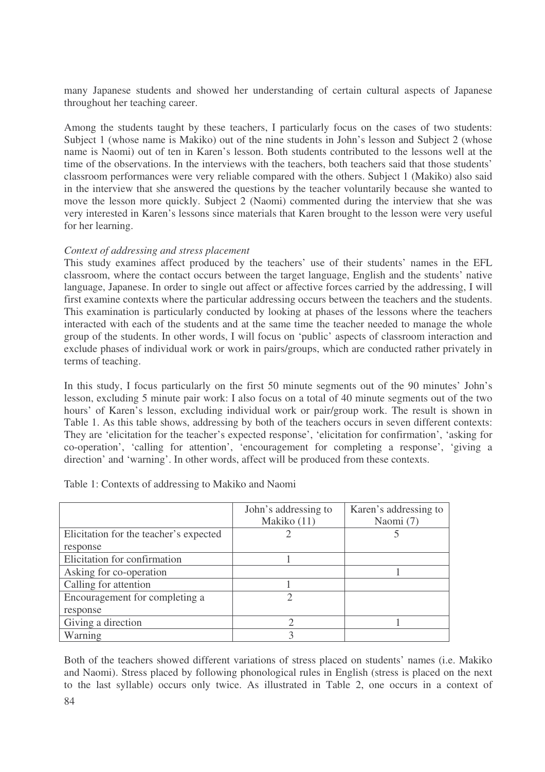many Japanese students and showed her understanding of certain cultural aspects of Japanese throughout her teaching career.

Among the students taught by these teachers, I particularly focus on the cases of two students: Subject 1 (whose name is Makiko) out of the nine students in John's lesson and Subject 2 (whose name is Naomi) out of ten in Karen's lesson. Both students contributed to the lessons well at the time of the observations. In the interviews with the teachers, both teachers said that those students' classroom performances were very reliable compared with the others. Subject 1 (Makiko) also said in the interview that she answered the questions by the teacher voluntarily because she wanted to move the lesson more quickly. Subject 2 (Naomi) commented during the interview that she was very interested in Karen's lessons since materials that Karen brought to the lesson were very useful for her learning.

*Context of addressing and stress placement*

This study examines affect produced by the teachers' use of their students' names in the EFL classroom, where the contact occurs between the target language, English and the students' native language, Japanese. In order to single out affect or affective forces carried by the addressing, I will first examine contexts where the particular addressing occurs between the teachers and the students. This examination is particularly conducted by looking at phases of the lessons where the teachers interacted with each of the students and at the same time the teacher needed to manage the whole group of the students. In other words, I will focus on 'public' aspects of classroom interaction and exclude phases of individual work or work in pairs/groups, which are conducted rather privately in terms of teaching.

In this study, I focus particularly on the first 50 minute segments out of the 90 minutes' John's lesson, excluding 5 minute pair work: I also focus on a total of 40 minute segments out of the two hours' of Karen's lesson, excluding individual work or pair/group work. The result is shown in Table 1. As this table shows, addressing by both of the teachers occurs in seven different contexts: They are 'elicitation for the teacher's expected response', 'elicitation for confirmation', 'asking for co-operation', 'calling for attention', 'encouragement for completing a response', 'giving a direction' and 'warning'. In other words, affect will be produced from these contexts.

Table 1: Contexts of addressing to Makiko and Naomi

| | John's addressing to Makiko (11) | Karen's addressing to Naomi (7) |
|---|---|---|
| Elicitation for the teacher's expected response | 2 | 5 |
| Elicitation for confirmation | 1 | |
| Asking for co-operation | | 1 |
| Calling for attention | 1 | |
| Encouragement for completing a response | 2 | |
| Giving a direction | 2 | 1 |
| Warning | 3 | |

Both of the teachers showed different variations of stress placed on students' names (i.e. Makiko and Naomi). Stress placed by following phonological rules in English (stress is placed on the next to the last syllable) occurs only twice. As illustrated in Table 2, one occurs in a context of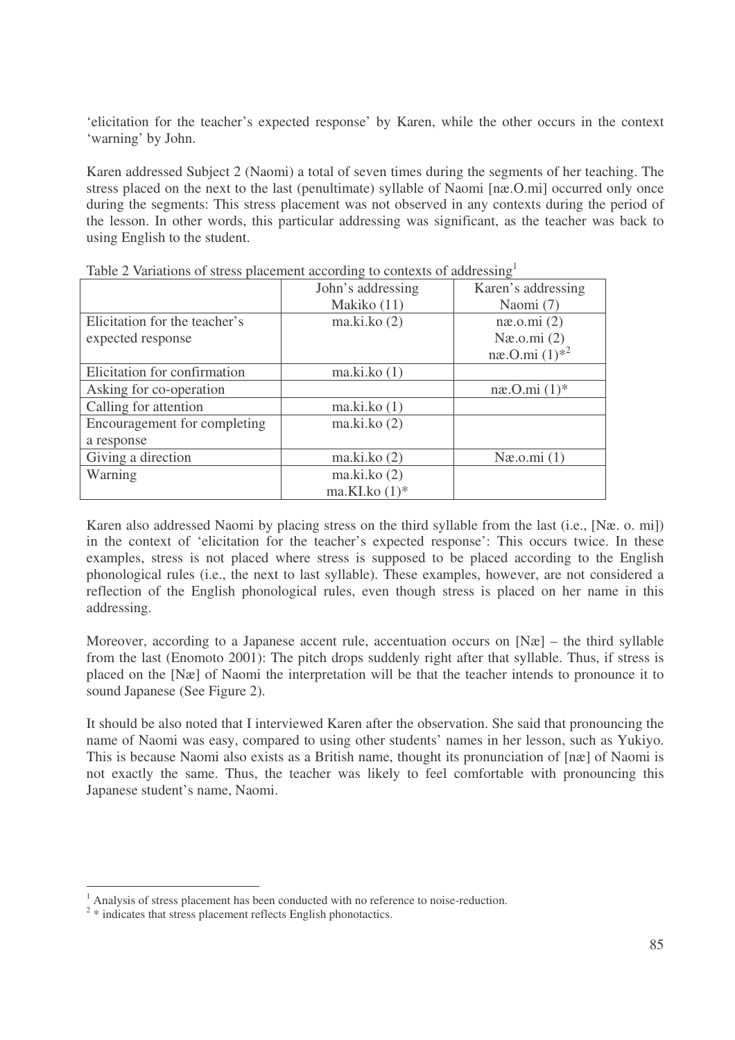'elicitation for the teacher's expected response' by Karen, while the other occurs in the context 'warning' by John.

Karen addressed Subject 2 (Naomi) a total of seven times during the segments of her teaching. The stress placed on the next to the last (penultimate) syllable of Naomi [næ.O.mi] occurred only once during the segments: This stress placement was not observed in any contexts during the period of the lesson. In other words, this particular addressing was significant, as the teacher was back to using English to the student.

Table 2 Variations of stress placement according to contexts of addressing[1]

| | John's addressing Makiko (11) | Karen's addressing Naomi (7) |
|---|---|---|
| Elicitation for the teacher's expected response | ma.ki.ko (2) | næ.o.mi (2)<br>Næ.o.mi (2)<br>næ.O.mi (1)*[2] |
| Elicitation for confirmation | ma.ki.ko (1) | |
| Asking for co-operation | | næ.O.mi (1)* |
| Calling for attention | ma.ki.ko (1) | |
| Encouragement for completing a response | ma.ki.ko (2) | |
| Giving a direction | ma.ki.ko (2) | Næ.o.mi (1) |
| Warning | ma.ki.ko (2)<br>ma.KI.ko (1)* | |

Karen also addressed Naomi by placing stress on the third syllable from the last (i.e., [Næ. o. mi]) in the context of 'elicitation for the teacher's expected response': This occurs twice. In these examples, stress is not placed where stress is supposed to be placed according to the English phonological rules (i.e., the next to last syllable). These examples, however, are not considered a reflection of the English phonological rules, even though stress is placed on her name in this addressing.

Moreover, according to a Japanese accent rule, accentuation occurs on [Næ] – the third syllable from the last (Enomoto 2001): The pitch drops suddenly right after that syllable. Thus, if stress is placed on the [Næ] of Naomi the interpretation will be that the teacher intends to pronounce it to sound Japanese (See Figure 2).

It should be also noted that I interviewed Karen after the observation. She said that pronouncing the name of Naomi was easy, compared to using other students' names in her lesson, such as Yukiyo. This is because Naomi also exists as a British name, thought its pronunciation of [næ] of Naomi is not exactly the same. Thus, the teacher was likely to feel comfortable with pronouncing this Japanese student's name, Naomi.

---

[1] Analysis of stress placement has been conducted with no reference to noise-reduction.

[2] * indicates that stress placement reflects English phonotactics.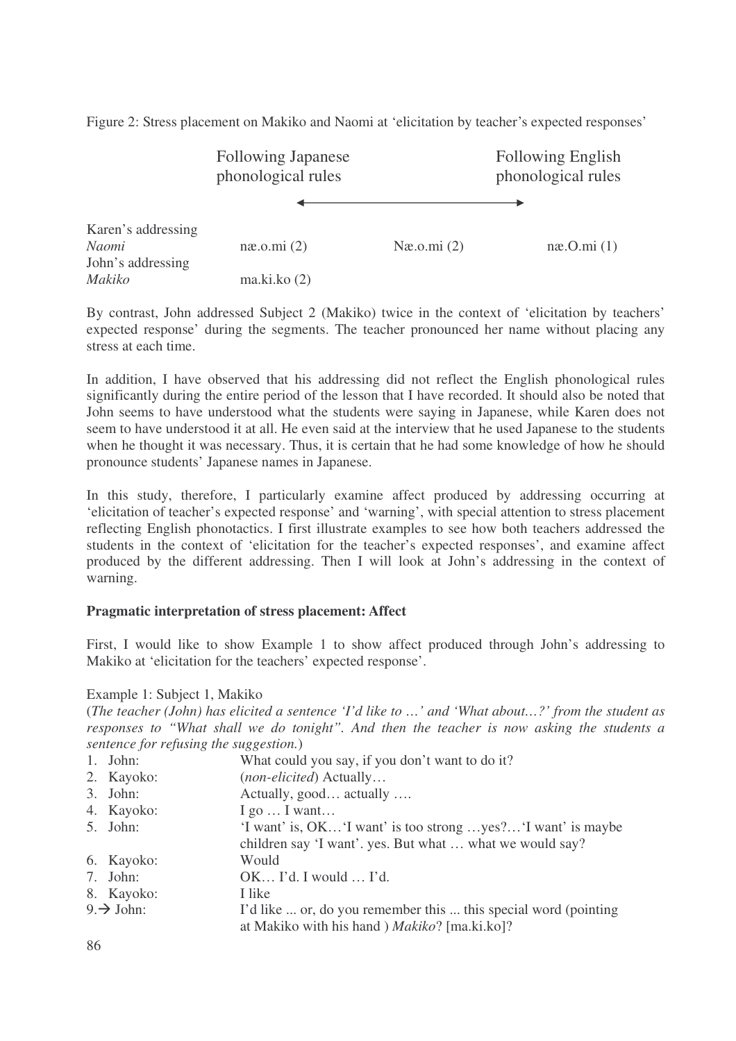Figure 2: Stress placement on Makiko and Naomi at 'elicitation by teacher's expected responses'

| | Following Japanese phonological rules | ← → | Following English phonological rules |
|---|---|---|---|
| Karen's addressing *Naomi* | næ.o.mi (2) | Næ.o.mi (2) | næ.O.mi (1) |
| John's addressing *Makiko* | ma.ki.ko (2) | | |

By contrast, John addressed Subject 2 (Makiko) twice in the context of 'elicitation by teachers' expected response' during the segments. The teacher pronounced her name without placing any stress at each time.

In addition, I have observed that his addressing did not reflect the English phonological rules significantly during the entire period of the lesson that I have recorded. It should also be noted that John seems to have understood what the students were saying in Japanese, while Karen does not seem to have understood it at all. He even said at the interview that he used Japanese to the students when he thought it was necessary. Thus, it is certain that he had some knowledge of how he should pronounce students' Japanese names in Japanese.

In this study, therefore, I particularly examine affect produced by addressing occurring at 'elicitation of teacher's expected response' and 'warning', with special attention to stress placement reflecting English phonotactics. I first illustrate examples to see how both teachers addressed the students in the context of 'elicitation for the teacher's expected responses', and examine affect produced by the different addressing. Then I will look at John's addressing in the context of warning.

**Pragmatic interpretation of stress placement: Affect**

First, I would like to show Example 1 to show affect produced through John's addressing to Makiko at 'elicitation for the teachers' expected response'.

Example 1: Subject 1, Makiko

(*The teacher (John) has elicited a sentence 'I'd like to …' and 'What about…?' from the student as responses to "What shall we do tonight". And then the teacher is now asking the students a sentence for refusing the suggestion.*)

1. John: What could you say, if you don't want to do it?
2. Kayoko: (*non-elicited*) Actually…
3. John: Actually, good… actually ….
4. Kayoko: I go … I want…
5. John: 'I want' is, OK…'I want' is too strong …yes?…'I want' is maybe children say 'I want'. yes. But what … what we would say?
6. Kayoko: Would
7. John: OK… I'd. I would … I'd.
8. Kayoko: I like
9. → John: I'd like ... or, do you remember this ... this special word (pointing at Makiko with his hand ) *Makiko*? [ma.ki.ko]?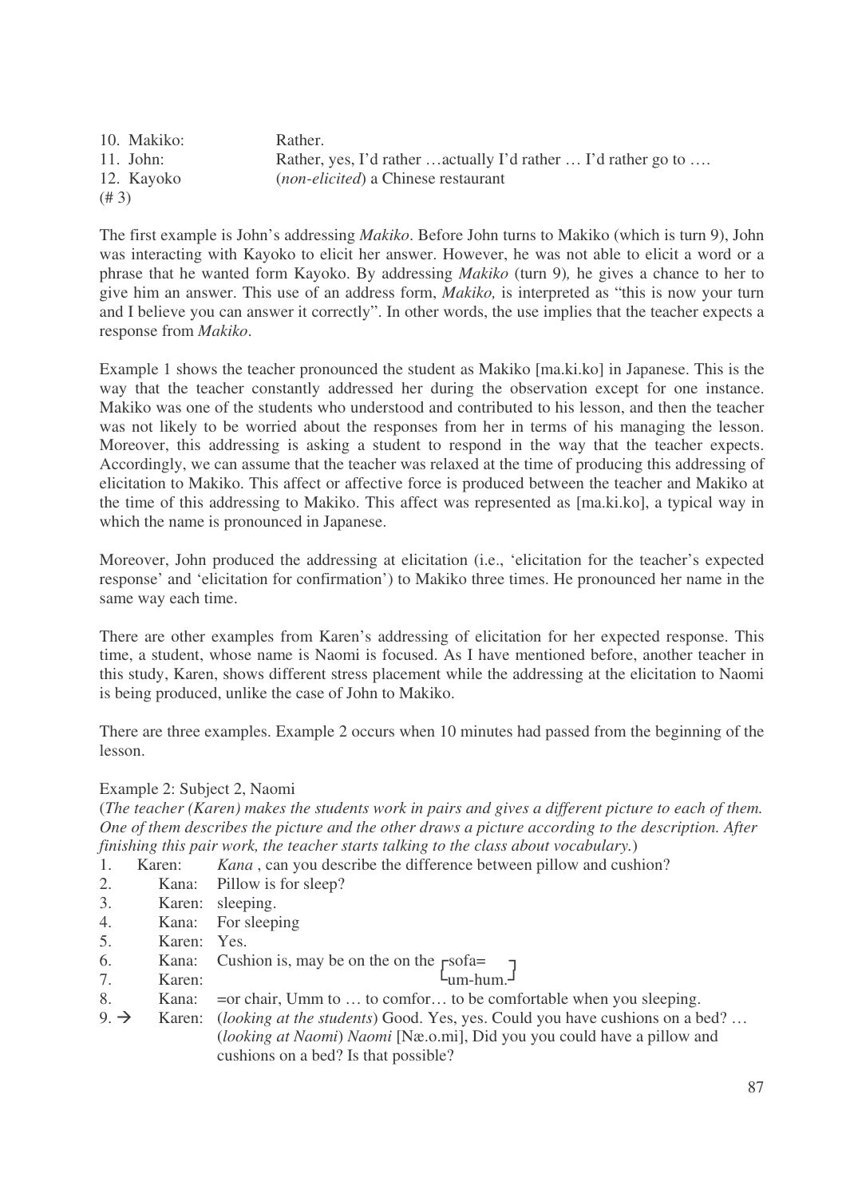10. Makiko: Rather.
11. John: Rather, yes, I'd rather …actually I'd rather … I'd rather go to ….
12. Kayoko (*non-elicited*) a Chinese restaurant
(# 3)

The first example is John's addressing *Makiko*. Before John turns to Makiko (which is turn 9), John was interacting with Kayoko to elicit her answer. However, he was not able to elicit a word or a phrase that he wanted form Kayoko. By addressing *Makiko* (turn 9)*,* he gives a chance to her to give him an answer. This use of an address form, *Makiko,* is interpreted as "this is now your turn and I believe you can answer it correctly". In other words, the use implies that the teacher expects a response from *Makiko*.

Example 1 shows the teacher pronounced the student as Makiko [ma.ki.ko] in Japanese. This is the way that the teacher constantly addressed her during the observation except for one instance. Makiko was one of the students who understood and contributed to his lesson, and then the teacher was not likely to be worried about the responses from her in terms of his managing the lesson. Moreover, this addressing is asking a student to respond in the way that the teacher expects. Accordingly, we can assume that the teacher was relaxed at the time of producing this addressing of elicitation to Makiko. This affect or affective force is produced between the teacher and Makiko at the time of this addressing to Makiko. This affect was represented as [ma.ki.ko], a typical way in which the name is pronounced in Japanese.

Moreover, John produced the addressing at elicitation (i.e., 'elicitation for the teacher's expected response' and 'elicitation for confirmation') to Makiko three times. He pronounced her name in the same way each time.

There are other examples from Karen's addressing of elicitation for her expected response. This time, a student, whose name is Naomi is focused. As I have mentioned before, another teacher in this study, Karen, shows different stress placement while the addressing at the elicitation to Naomi is being produced, unlike the case of John to Makiko.

There are three examples. Example 2 occurs when 10 minutes had passed from the beginning of the lesson.

Example 2: Subject 2, Naomi

(*The teacher (Karen) makes the students work in pairs and gives a different picture to each of them. One of them describes the picture and the other draws a picture according to the description. After finishing this pair work, the teacher starts talking to the class about vocabulary.*)

1. Karen: *Kana* , can you describe the difference between pillow and cushion?
2. Kana: Pillow is for sleep?
3. Karen: sleeping.
4. Kana: For sleeping
5. Karen: Yes.
6. Kana: Cushion is, may be on the on the [sofa= ]
7. Karen: [um-hum.]
8. Kana: =or chair, Umm to … to comfor… to be comfortable when you sleeping.
9. → Karen: (*looking at the students*) Good. Yes, yes. Could you have cushions on a bed? … (*looking at Naomi*) *Naomi* [Næ.o.mi], Did you you could have a pillow and cushions on a bed? Is that possible?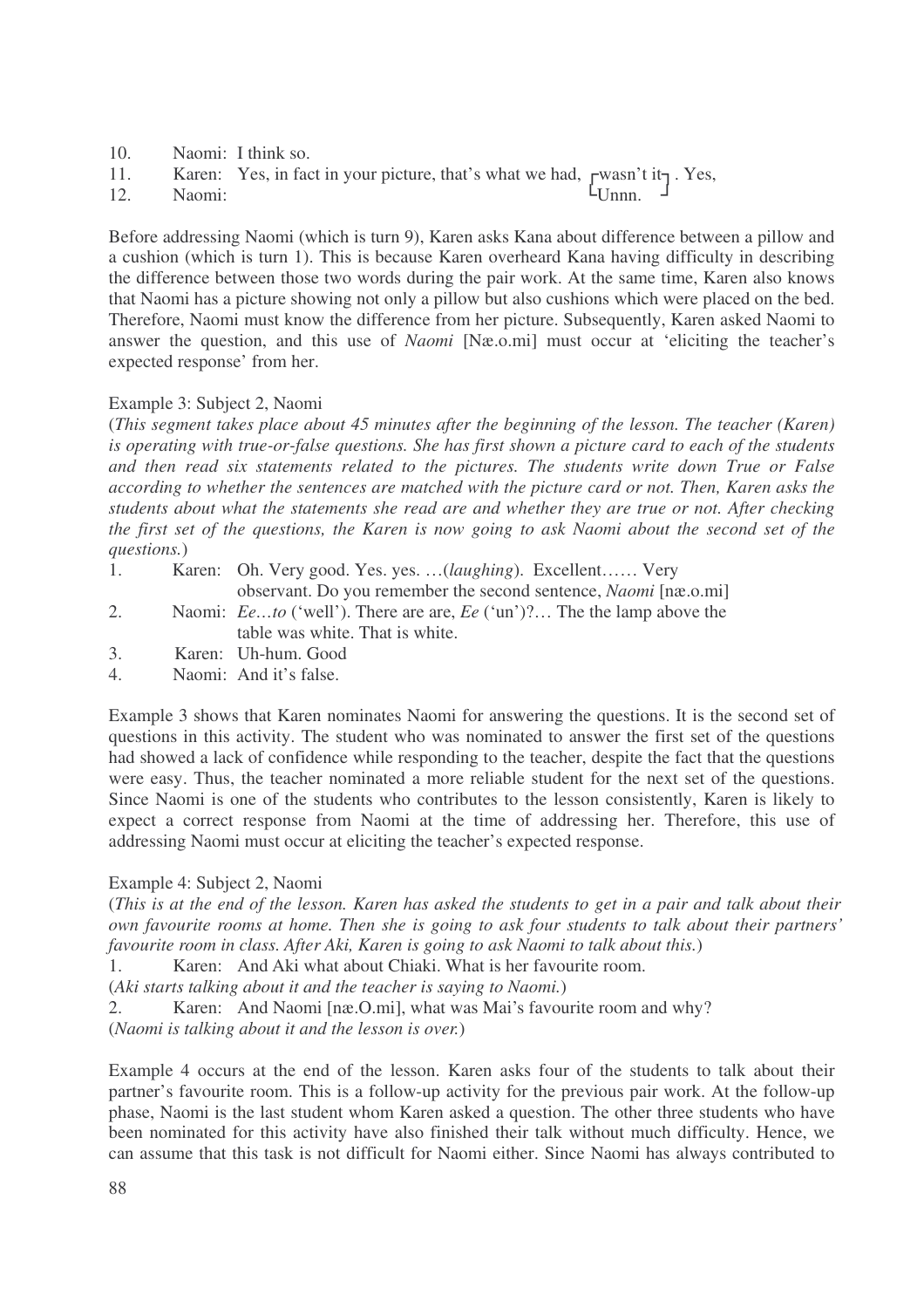10. Naomi: I think so.
11. Karen: Yes, in fact in your picture, that's what we had, [wasn't it]. Yes,
12. Naomi: [Unnn.]

Before addressing Naomi (which is turn 9), Karen asks Kana about difference between a pillow and a cushion (which is turn 1). This is because Karen overheard Kana having difficulty in describing the difference between those two words during the pair work. At the same time, Karen also knows that Naomi has a picture showing not only a pillow but also cushions which were placed on the bed. Therefore, Naomi must know the difference from her picture. Subsequently, Karen asked Naomi to answer the question, and this use of *Naomi* [Næ.o.mi] must occur at 'eliciting the teacher's expected response' from her.

Example 3: Subject 2, Naomi

(*This segment takes place about 45 minutes after the beginning of the lesson. The teacher (Karen) is operating with true-or-false questions. She has first shown a picture card to each of the students and then read six statements related to the pictures. The students write down True or False according to whether the sentences are matched with the picture card or not. Then, Karen asks the students about what the statements she read are and whether they are true or not. After checking the first set of the questions, the Karen is now going to ask Naomi about the second set of the questions.*)

1. Karen: Oh. Very good. Yes. yes. …(*laughing*). Excellent…… Very observant. Do you remember the second sentence, *Naomi* [næ.o.mi]
2. Naomi: *Ee…to* ('well'). There are are, *Ee* ('un')?… The the lamp above the table was white. That is white.
3. Karen: Uh-hum. Good
4. Naomi: And it's false.

Example 3 shows that Karen nominates Naomi for answering the questions. It is the second set of questions in this activity. The student who was nominated to answer the first set of the questions had showed a lack of confidence while responding to the teacher, despite the fact that the questions were easy. Thus, the teacher nominated a more reliable student for the next set of the questions. Since Naomi is one of the students who contributes to the lesson consistently, Karen is likely to expect a correct response from Naomi at the time of addressing her. Therefore, this use of addressing Naomi must occur at eliciting the teacher's expected response.

Example 4: Subject 2, Naomi

(*This is at the end of the lesson. Karen has asked the students to get in a pair and talk about their own favourite rooms at home. Then she is going to ask four students to talk about their partners' favourite room in class. After Aki, Karen is going to ask Naomi to talk about this.*)

1. Karen: And Aki what about Chiaki. What is her favourite room.

(*Aki starts talking about it and the teacher is saying to Naomi.*)

2. Karen: And Naomi [næ.O.mi], what was Mai's favourite room and why?

(*Naomi is talking about it and the lesson is over.*)

Example 4 occurs at the end of the lesson. Karen asks four of the students to talk about their partner's favourite room. This is a follow-up activity for the previous pair work. At the follow-up phase, Naomi is the last student whom Karen asked a question. The other three students who have been nominated for this activity have also finished their talk without much difficulty. Hence, we can assume that this task is not difficult for Naomi either. Since Naomi has always contributed to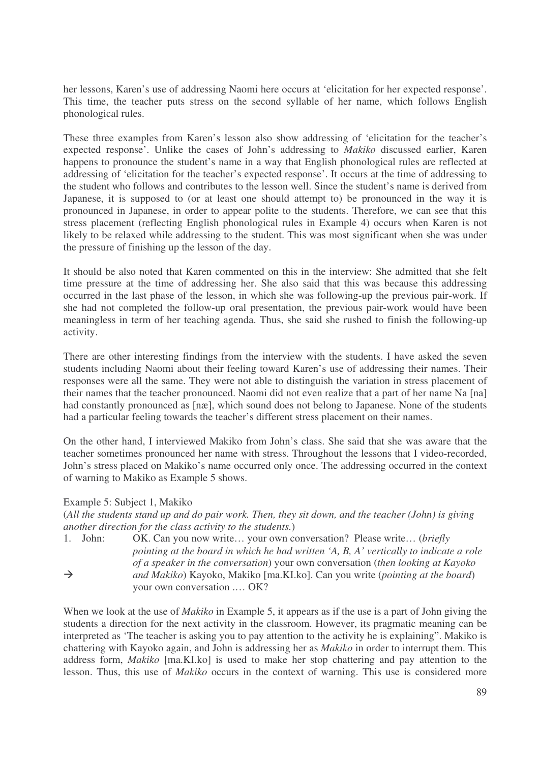her lessons, Karen's use of addressing Naomi here occurs at 'elicitation for her expected response'. This time, the teacher puts stress on the second syllable of her name, which follows English phonological rules.

These three examples from Karen's lesson also show addressing of 'elicitation for the teacher's expected response'. Unlike the cases of John's addressing to *Makiko* discussed earlier, Karen happens to pronounce the student's name in a way that English phonological rules are reflected at addressing of 'elicitation for the teacher's expected response'. It occurs at the time of addressing to the student who follows and contributes to the lesson well. Since the student's name is derived from Japanese, it is supposed to (or at least one should attempt to) be pronounced in the way it is pronounced in Japanese, in order to appear polite to the students. Therefore, we can see that this stress placement (reflecting English phonological rules in Example 4) occurs when Karen is not likely to be relaxed while addressing to the student. This was most significant when she was under the pressure of finishing up the lesson of the day.

It should be also noted that Karen commented on this in the interview: She admitted that she felt time pressure at the time of addressing her. She also said that this was because this addressing occurred in the last phase of the lesson, in which she was following-up the previous pair-work. If she had not completed the follow-up oral presentation, the previous pair-work would have been meaningless in term of her teaching agenda. Thus, she said she rushed to finish the following-up activity.

There are other interesting findings from the interview with the students. I have asked the seven students including Naomi about their feeling toward Karen's use of addressing their names. Their responses were all the same. They were not able to distinguish the variation in stress placement of their names that the teacher pronounced. Naomi did not even realize that a part of her name Na [na] had constantly pronounced as [næ], which sound does not belong to Japanese. None of the students had a particular feeling towards the teacher's different stress placement on their names.

On the other hand, I interviewed Makiko from John's class. She said that she was aware that the teacher sometimes pronounced her name with stress. Throughout the lessons that I video-recorded, John's stress placed on Makiko's name occurred only once. The addressing occurred in the context of warning to Makiko as Example 5 shows.

Example 5: Subject 1, Makiko

(*All the students stand up and do pair work. Then, they sit down, and the teacher (John) is giving another direction for the class activity to the students.*)

1. John: OK. Can you now write… your own conversation? Please write… (*briefly pointing at the board in which he had written 'A, B, A' vertically to indicate a role of a speaker in the conversation*) your own conversation (*then looking at Kayoko*
→ *and Makiko*) Kayoko, Makiko [ma.KI.ko]. Can you write (*pointing at the board*) your own conversation …. OK?

When we look at the use of *Makiko* in Example 5, it appears as if the use is a part of John giving the students a direction for the next activity in the classroom. However, its pragmatic meaning can be interpreted as 'The teacher is asking you to pay attention to the activity he is explaining". Makiko is chattering with Kayoko again, and John is addressing her as *Makiko* in order to interrupt them. This address form, *Makiko* [ma.KI.ko] is used to make her stop chattering and pay attention to the lesson. Thus, this use of *Makiko* occurs in the context of warning. This use is considered more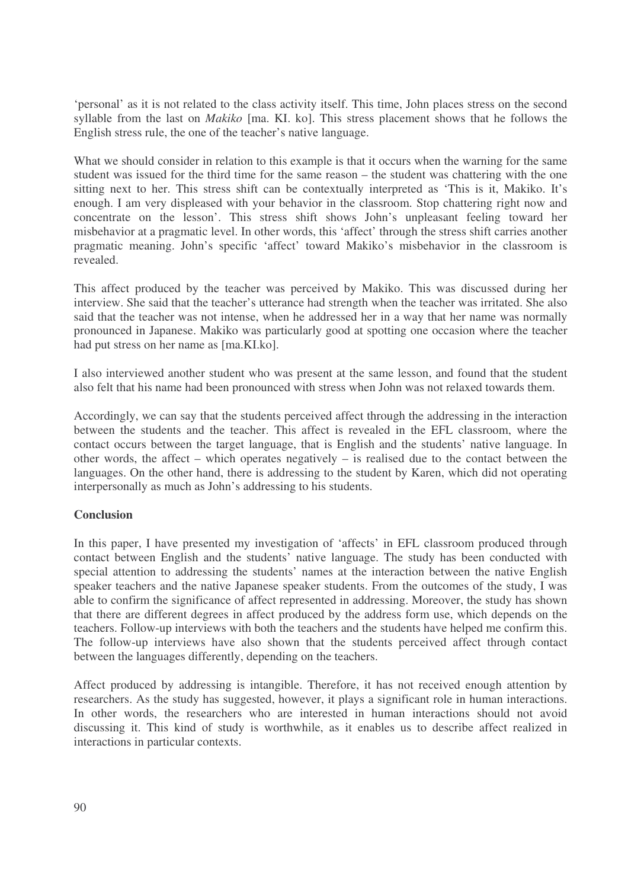'personal' as it is not related to the class activity itself. This time, John places stress on the second syllable from the last on *Makiko* [ma. KI. ko]. This stress placement shows that he follows the English stress rule, the one of the teacher's native language.

What we should consider in relation to this example is that it occurs when the warning for the same student was issued for the third time for the same reason – the student was chattering with the one sitting next to her. This stress shift can be contextually interpreted as 'This is it, Makiko. It's enough. I am very displeased with your behavior in the classroom. Stop chattering right now and concentrate on the lesson'. This stress shift shows John's unpleasant feeling toward her misbehavior at a pragmatic level. In other words, this 'affect' through the stress shift carries another pragmatic meaning. John's specific 'affect' toward Makiko's misbehavior in the classroom is revealed.

This affect produced by the teacher was perceived by Makiko. This was discussed during her interview. She said that the teacher's utterance had strength when the teacher was irritated. She also said that the teacher was not intense, when he addressed her in a way that her name was normally pronounced in Japanese. Makiko was particularly good at spotting one occasion where the teacher had put stress on her name as [ma.KI.ko].

I also interviewed another student who was present at the same lesson, and found that the student also felt that his name had been pronounced with stress when John was not relaxed towards them.

Accordingly, we can say that the students perceived affect through the addressing in the interaction between the students and the teacher. This affect is revealed in the EFL classroom, where the contact occurs between the target language, that is English and the students' native language. In other words, the affect – which operates negatively – is realised due to the contact between the languages. On the other hand, there is addressing to the student by Karen, which did not operating interpersonally as much as John's addressing to his students.

**Conclusion**

In this paper, I have presented my investigation of 'affects' in EFL classroom produced through contact between English and the students' native language. The study has been conducted with special attention to addressing the students' names at the interaction between the native English speaker teachers and the native Japanese speaker students. From the outcomes of the study, I was able to confirm the significance of affect represented in addressing. Moreover, the study has shown that there are different degrees in affect produced by the address form use, which depends on the teachers. Follow-up interviews with both the teachers and the students have helped me confirm this. The follow-up interviews have also shown that the students perceived affect through contact between the languages differently, depending on the teachers.

Affect produced by addressing is intangible. Therefore, it has not received enough attention by researchers. As the study has suggested, however, it plays a significant role in human interactions. In other words, the researchers who are interested in human interactions should not avoid discussing it. This kind of study is worthwhile, as it enables us to describe affect realized in interactions in particular contexts.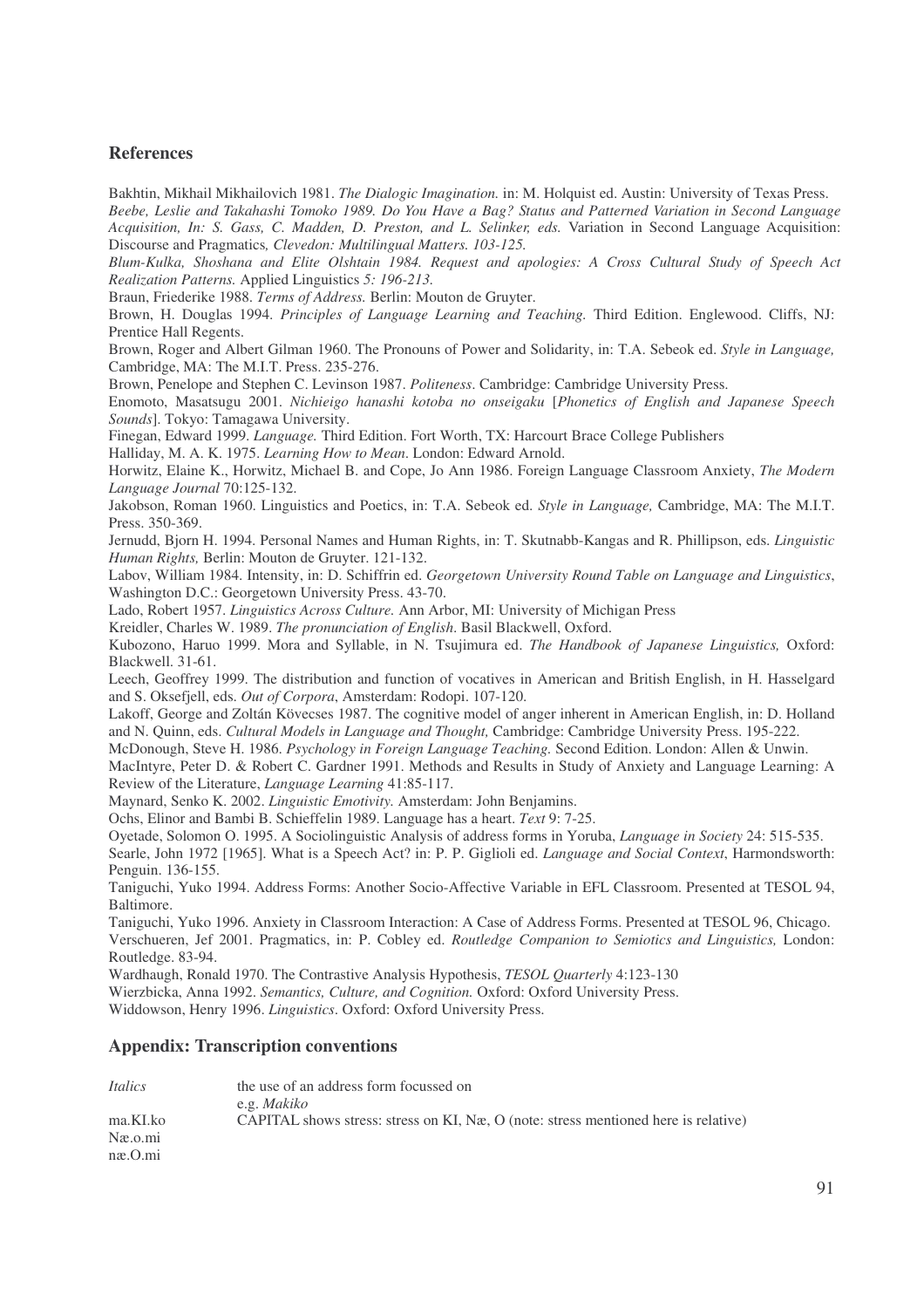## References

Bakhtin, Mikhail Mikhailovich 1981. *The Dialogic Imagination.* in: M. Holquist ed. Austin: University of Texas Press.

*Beebe, Leslie and Takahashi Tomoko 1989. Do You Have a Bag? Status and Patterned Variation in Second Language Acquisition, In: S. Gass, C. Madden, D. Preston, and L. Selinker, eds.* Variation in Second Language Acquisition: Discourse and Pragmatics*, Clevedon: Multilingual Matters. 103-125.*

*Blum-Kulka, Shoshana and Elite Olshtain 1984. Request and apologies: A Cross Cultural Study of Speech Act Realization Patterns.* Applied Linguistics *5: 196-213.*

Braun, Friederike 1988. *Terms of Address.* Berlin: Mouton de Gruyter.

Brown, H. Douglas 1994. *Principles of Language Learning and Teaching.* Third Edition. Englewood. Cliffs, NJ: Prentice Hall Regents.

Brown, Roger and Albert Gilman 1960. The Pronouns of Power and Solidarity, in: T.A. Sebeok ed. *Style in Language,* Cambridge, MA: The M.I.T. Press. 235-276.

Brown, Penelope and Stephen C. Levinson 1987. *Politeness*. Cambridge: Cambridge University Press.

Enomoto, Masatsugu 2001. *Nichieigo hanashi kotoba no onseigaku* [*Phonetics of English and Japanese Speech Sounds*]. Tokyo: Tamagawa University.

Finegan, Edward 1999. *Language.* Third Edition. Fort Worth, TX: Harcourt Brace College Publishers

Halliday, M. A. K. 1975. *Learning How to Mean*. London: Edward Arnold.

Horwitz, Elaine K., Horwitz, Michael B. and Cope, Jo Ann 1986. Foreign Language Classroom Anxiety, *The Modern Language Journal* 70:125-132.

Jakobson, Roman 1960. Linguistics and Poetics, in: T.A. Sebeok ed. *Style in Language,* Cambridge, MA: The M.I.T. Press. 350-369.

Jernudd, Bjorn H. 1994. Personal Names and Human Rights, in: T. Skutnabb-Kangas and R. Phillipson, eds. *Linguistic Human Rights,* Berlin: Mouton de Gruyter. 121-132.

Labov, William 1984. Intensity, in: D. Schiffrin ed. *Georgetown University Round Table on Language and Linguistics*, Washington D.C.: Georgetown University Press. 43-70.

Lado, Robert 1957. *Linguistics Across Culture.* Ann Arbor, MI: University of Michigan Press

Kreidler, Charles W. 1989. *The pronunciation of English*. Basil Blackwell, Oxford.

Kubozono, Haruo 1999. Mora and Syllable, in N. Tsujimura ed. *The Handbook of Japanese Linguistics,* Oxford: Blackwell. 31-61.

Leech, Geoffrey 1999. The distribution and function of vocatives in American and British English, in H. Hasselgard and S. Oksefjell, eds. *Out of Corpora*, Amsterdam: Rodopi. 107-120.

Lakoff, George and Zoltán Kövecses 1987. The cognitive model of anger inherent in American English, in: D. Holland and N. Quinn, eds. *Cultural Models in Language and Thought,* Cambridge: Cambridge University Press. 195-222.

McDonough, Steve H. 1986. *Psychology in Foreign Language Teaching.* Second Edition. London: Allen & Unwin.

MacIntyre, Peter D. & Robert C. Gardner 1991. Methods and Results in Study of Anxiety and Language Learning: A Review of the Literature, *Language Learning* 41:85-117.

Maynard, Senko K. 2002. *Linguistic Emotivity.* Amsterdam: John Benjamins.

Ochs, Elinor and Bambi B. Schieffelin 1989. Language has a heart. *Text* 9: 7-25.

Oyetade, Solomon O. 1995. A Sociolinguistic Analysis of address forms in Yoruba, *Language in Society* 24: 515-535.

Searle, John 1972 [1965]. What is a Speech Act? in: P. P. Giglioli ed. *Language and Social Context*, Harmondsworth: Penguin. 136-155.

Taniguchi, Yuko 1994. Address Forms: Another Socio-Affective Variable in EFL Classroom. Presented at TESOL 94, Baltimore.

Taniguchi, Yuko 1996. Anxiety in Classroom Interaction: A Case of Address Forms. Presented at TESOL 96, Chicago.

Verschueren, Jef 2001. Pragmatics, in: P. Cobley ed. *Routledge Companion to Semiotics and Linguistics,* London: Routledge. 83-94.

Wardhaugh, Ronald 1970. The Contrastive Analysis Hypothesis, *TESOL Quarterly* 4:123-130

Wierzbicka, Anna 1992. *Semantics, Culture, and Cognition.* Oxford: Oxford University Press.

Widdowson, Henry 1996. *Linguistics*. Oxford: Oxford University Press.

## Appendix: Transcription conventions

| | |
|---|---|
| *Italics* | the use of an address form focussed on<br>e.g. *Makiko* |
| ma.KI.ko<br>Næ.o.mi<br>næ.O.mi | CAPITAL shows stress: stress on KI, Næ, O (note: stress mentioned here is relative) |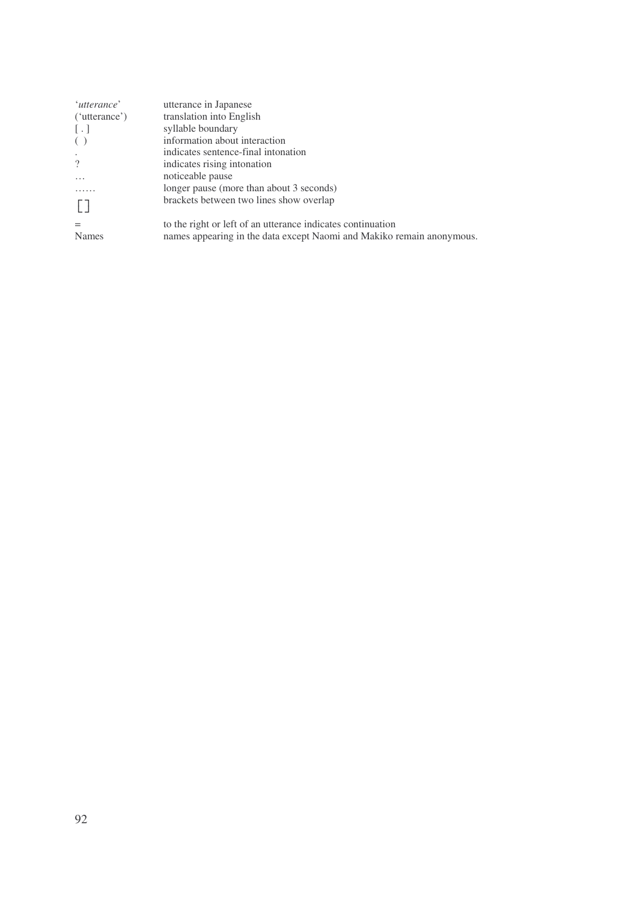| | |
|---|---|
| '*utterance*' | utterance in Japanese |
| ('utterance') | translation into English |
| [ . ] | syllable boundary |
| ( ) | information about interaction |
| . | indicates sentence-final intonation |
| ? | indicates rising intonation |
| … | noticeable pause |
| …… | longer pause (more than about 3 seconds) |
| [ ] | brackets between two lines show overlap |
| = | to the right or left of an utterance indicates continuation |
| Names | names appearing in the data except Naomi and Makiko remain anonymous. |